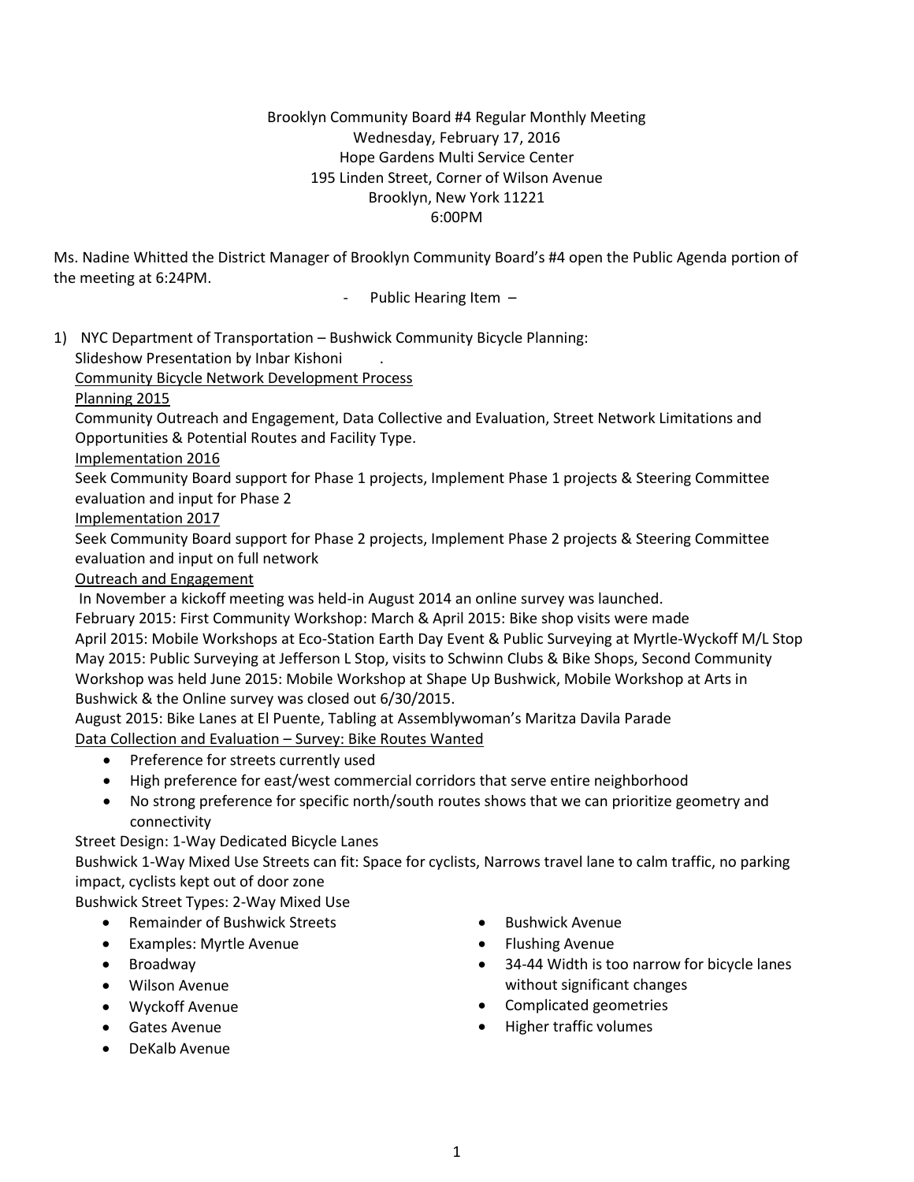Brooklyn Community Board #4 Regular Monthly Meeting
Wednesday, February 17, 2016
Hope Gardens Multi Service Center
195 Linden Street, Corner of Wilson Avenue
Brooklyn, New York 11221
6:00PM

Ms. Nadine Whitted the District Manager of Brooklyn Community Board's #4 open the Public Agenda portion of the meeting at 6:24PM.

- Public Hearing Item –

1) NYC Department of Transportation – Bushwick Community Bicycle Planning:
   Slideshow Presentation by Inbar Kishoni .
   <u>Community Bicycle Network Development Process</u>
   <u>Planning 2015</u>
   Community Outreach and Engagement, Data Collective and Evaluation, Street Network Limitations and Opportunities & Potential Routes and Facility Type.
   <u>Implementation 2016</u>
   Seek Community Board support for Phase 1 projects, Implement Phase 1 projects & Steering Committee evaluation and input for Phase 2
   <u>Implementation 2017</u>
   Seek Community Board support for Phase 2 projects, Implement Phase 2 projects & Steering Committee evaluation and input on full network
   <u>Outreach and Engagement</u>
   In November a kickoff meeting was held-in August 2014 an online survey was launched.
   February 2015: First Community Workshop: March & April 2015: Bike shop visits were made
   April 2015: Mobile Workshops at Eco-Station Earth Day Event & Public Surveying at Myrtle-Wyckoff M/L Stop
   May 2015: Public Surveying at Jefferson L Stop, visits to Schwinn Clubs & Bike Shops, Second Community Workshop was held June 2015: Mobile Workshop at Shape Up Bushwick, Mobile Workshop at Arts in Bushwick & the Online survey was closed out 6/30/2015.
   August 2015: Bike Lanes at El Puente, Tabling at Assemblywoman's Maritza Davila Parade
   <u>Data Collection and Evaluation – Survey: Bike Routes Wanted</u>
   - Preference for streets currently used
   - High preference for east/west commercial corridors that serve entire neighborhood
   - No strong preference for specific north/south routes shows that we can prioritize geometry and connectivity

   Street Design: 1-Way Dedicated Bicycle Lanes
   Bushwick 1-Way Mixed Use Streets can fit: Space for cyclists, Narrows travel lane to calm traffic, no parking impact, cyclists kept out of door zone
   Bushwick Street Types: 2-Way Mixed Use
   - Remainder of Bushwick Streets
   - Examples: Myrtle Avenue
   - Broadway
   - Wilson Avenue
   - Wyckoff Avenue
   - Gates Avenue
   - DeKalb Avenue
   - Bushwick Avenue
   - Flushing Avenue
   - 34-44 Width is too narrow for bicycle lanes without significant changes
   - Complicated geometries
   - Higher traffic volumes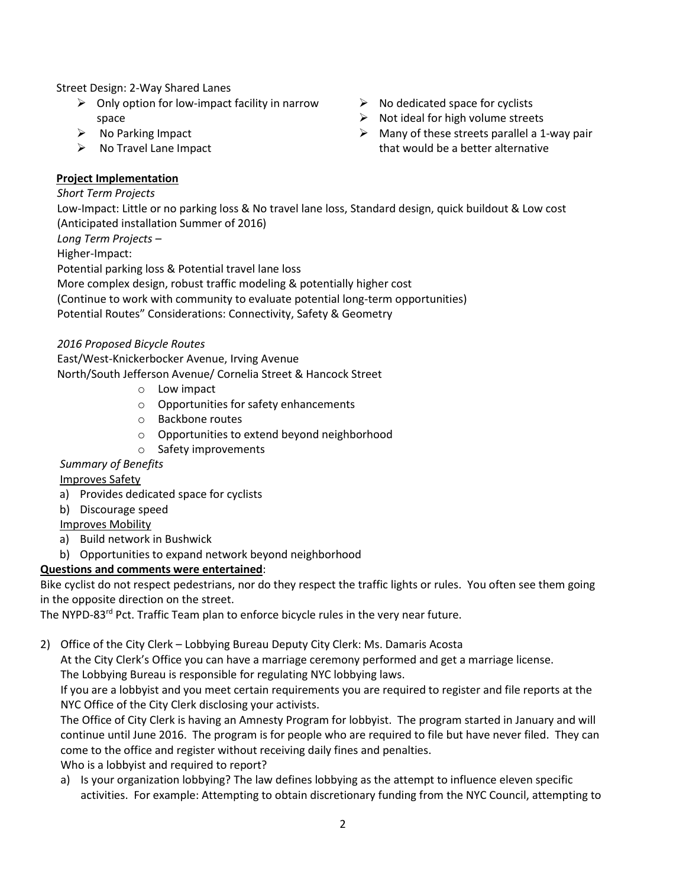Street Design: 2-Way Shared Lanes

- Only option for low-impact facility in narrow space
- No Parking Impact
- No Travel Lane Impact
- No dedicated space for cyclists
- Not ideal for high volume streets
- Many of these streets parallel a 1-way pair that would be a better alternative

**Project Implementation**

*Short Term Projects*

Low-Impact: Little or no parking loss & No travel lane loss, Standard design, quick buildout & Low cost (Anticipated installation Summer of 2016)

*Long Term Projects* –

Higher-Impact:

Potential parking loss & Potential travel lane loss

More complex design, robust traffic modeling & potentially higher cost

(Continue to work with community to evaluate potential long-term opportunities)

Potential Routes" Considerations: Connectivity, Safety & Geometry

*2016 Proposed Bicycle Routes*

East/West-Knickerbocker Avenue, Irving Avenue

North/South Jefferson Avenue/ Cornelia Street & Hancock Street

- Low impact
- Opportunities for safety enhancements
- Backbone routes
- Opportunities to extend beyond neighborhood
- Safety improvements

*Summary of Benefits*

Improves Safety

a) Provides dedicated space for cyclists
b) Discourage speed

Improves Mobility

a) Build network in Bushwick
b) Opportunities to expand network beyond neighborhood

**Questions and comments were entertained**:

Bike cyclist do not respect pedestrians, nor do they respect the traffic lights or rules. You often see them going in the opposite direction on the street.

The NYPD-83rd Pct. Traffic Team plan to enforce bicycle rules in the very near future.

2) Office of the City Clerk – Lobbying Bureau Deputy City Clerk: Ms. Damaris Acosta

   At the City Clerk's Office you can have a marriage ceremony performed and get a marriage license.

   The Lobbying Bureau is responsible for regulating NYC lobbying laws.

   If you are a lobbyist and you meet certain requirements you are required to register and file reports at the NYC Office of the City Clerk disclosing your activists.

   The Office of City Clerk is having an Amnesty Program for lobbyist. The program started in January and will continue until June 2016. The program is for people who are required to file but have never filed. They can come to the office and register without receiving daily fines and penalties.

   Who is a lobbyist and required to report?

   a) Is your organization lobbying? The law defines lobbying as the attempt to influence eleven specific activities. For example: Attempting to obtain discretionary funding from the NYC Council, attempting to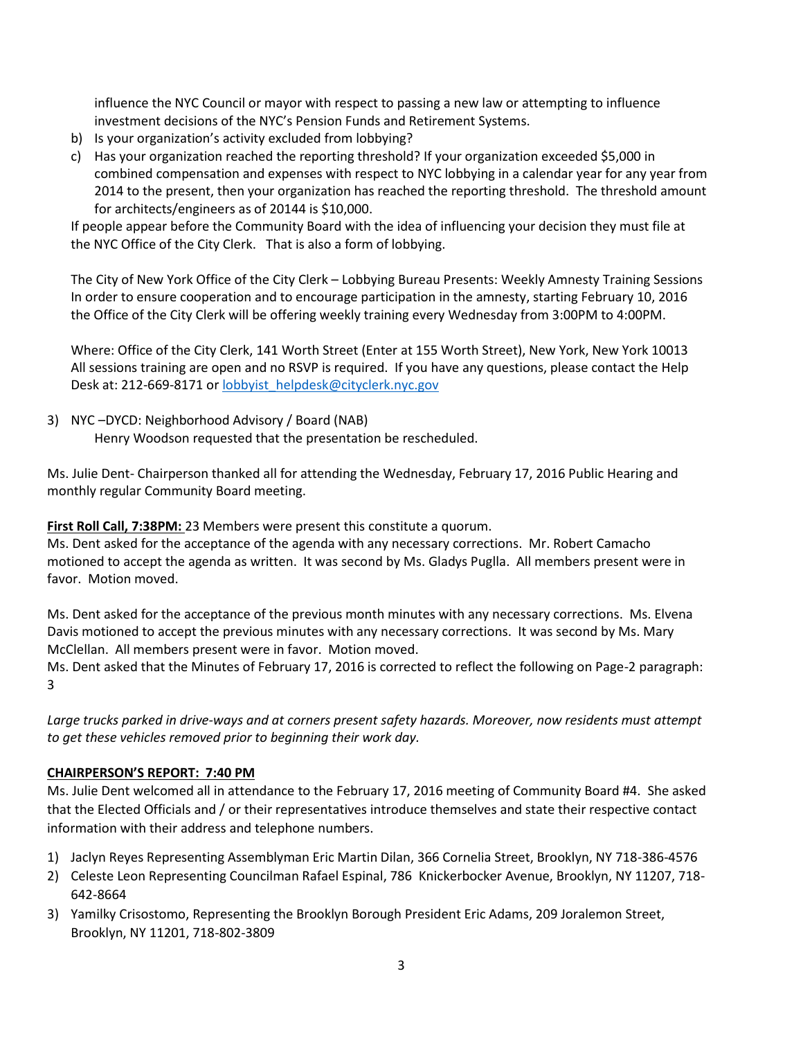influence the NYC Council or mayor with respect to passing a new law or attempting to influence investment decisions of the NYC's Pension Funds and Retirement Systems.

b) Is your organization's activity excluded from lobbying?

c) Has your organization reached the reporting threshold? If your organization exceeded $5,000 in combined compensation and expenses with respect to NYC lobbying in a calendar year for any year from 2014 to the present, then your organization has reached the reporting threshold. The threshold amount for architects/engineers as of 20144 is $10,000.

If people appear before the Community Board with the idea of influencing your decision they must file at the NYC Office of the City Clerk. That is also a form of lobbying.

The City of New York Office of the City Clerk – Lobbying Bureau Presents: Weekly Amnesty Training Sessions In order to ensure cooperation and to encourage participation in the amnesty, starting February 10, 2016 the Office of the City Clerk will be offering weekly training every Wednesday from 3:00PM to 4:00PM.

Where: Office of the City Clerk, 141 Worth Street (Enter at 155 Worth Street), New York, New York 10013 All sessions training are open and no RSVP is required. If you have any questions, please contact the Help Desk at: 212-669-8171 or [lobbyist_helpdesk@cityclerk.nyc.gov](mailto:lobbyist_helpdesk@cityclerk.nyc.gov)

3) NYC –DYCD: Neighborhood Advisory / Board (NAB)
   Henry Woodson requested that the presentation be rescheduled.

Ms. Julie Dent- Chairperson thanked all for attending the Wednesday, February 17, 2016 Public Hearing and monthly regular Community Board meeting.

**First Roll Call, 7:38PM:** 23 Members were present this constitute a quorum.
Ms. Dent asked for the acceptance of the agenda with any necessary corrections. Mr. Robert Camacho motioned to accept the agenda as written. It was second by Ms. Gladys Puglla. All members present were in favor. Motion moved.

Ms. Dent asked for the acceptance of the previous month minutes with any necessary corrections. Ms. Elvena Davis motioned to accept the previous minutes with any necessary corrections. It was second by Ms. Mary McClellan. All members present were in favor. Motion moved.
Ms. Dent asked that the Minutes of February 17, 2016 is corrected to reflect the following on Page-2 paragraph: 3

*Large trucks parked in drive-ways and at corners present safety hazards. Moreover, now residents must attempt to get these vehicles removed prior to beginning their work day.*

**CHAIRPERSON'S REPORT: 7:40 PM**

Ms. Julie Dent welcomed all in attendance to the February 17, 2016 meeting of Community Board #4. She asked that the Elected Officials and / or their representatives introduce themselves and state their respective contact information with their address and telephone numbers.

1) Jaclyn Reyes Representing Assemblyman Eric Martin Dilan, 366 Cornelia Street, Brooklyn, NY 718-386-4576
2) Celeste Leon Representing Councilman Rafael Espinal, 786 Knickerbocker Avenue, Brooklyn, NY 11207, 718-642-8664
3) Yamilky Crisostomo, Representing the Brooklyn Borough President Eric Adams, 209 Joralemon Street, Brooklyn, NY 11201, 718-802-3809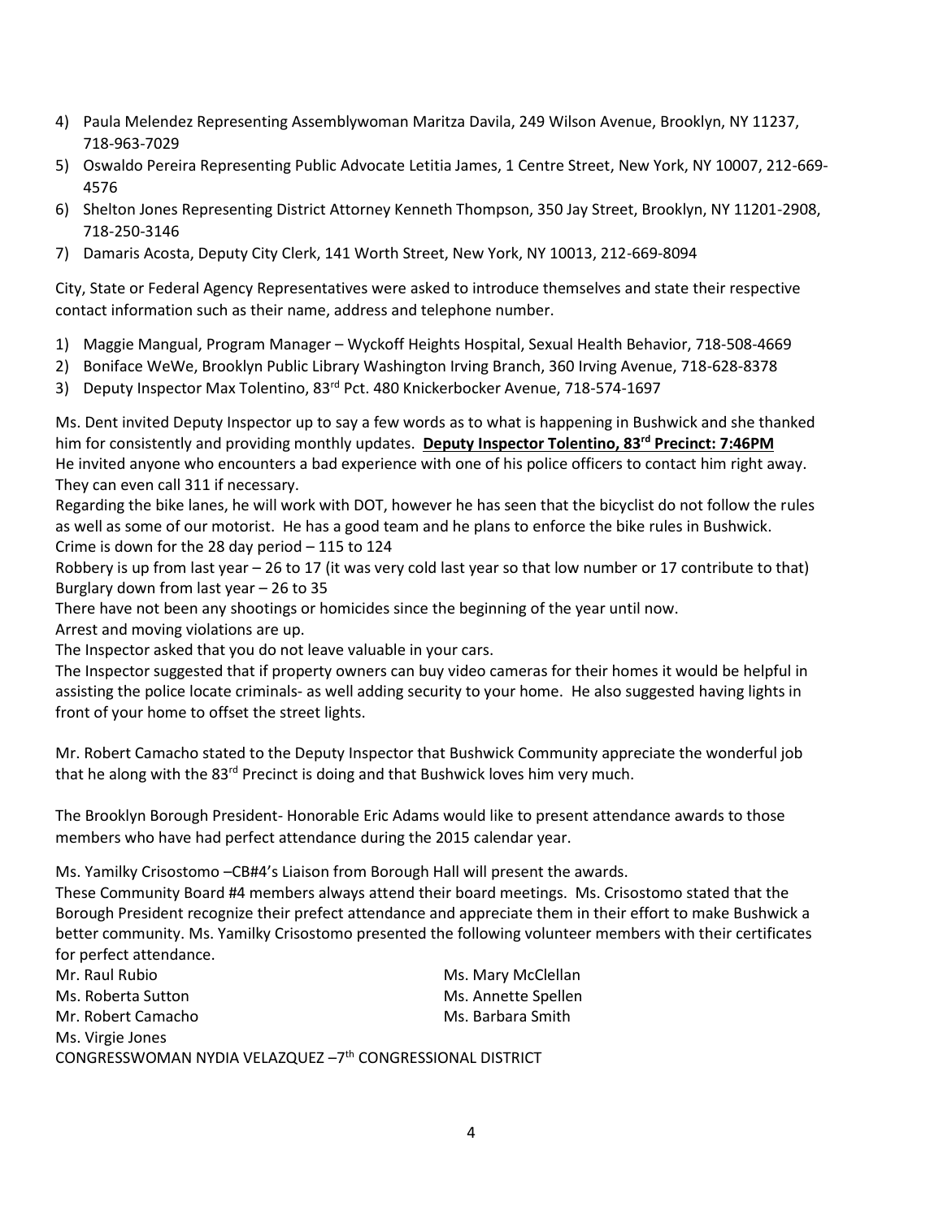4) Paula Melendez Representing Assemblywoman Maritza Davila, 249 Wilson Avenue, Brooklyn, NY 11237, 718-963-7029
5) Oswaldo Pereira Representing Public Advocate Letitia James, 1 Centre Street, New York, NY 10007, 212-669-4576
6) Shelton Jones Representing District Attorney Kenneth Thompson, 350 Jay Street, Brooklyn, NY 11201-2908, 718-250-3146
7) Damaris Acosta, Deputy City Clerk, 141 Worth Street, New York, NY 10013, 212-669-8094

City, State or Federal Agency Representatives were asked to introduce themselves and state their respective contact information such as their name, address and telephone number.

1) Maggie Mangual, Program Manager – Wyckoff Heights Hospital, Sexual Health Behavior, 718-508-4669
2) Boniface WeWe, Brooklyn Public Library Washington Irving Branch, 360 Irving Avenue, 718-628-8378
3) Deputy Inspector Max Tolentino, 83rd Pct. 480 Knickerbocker Avenue, 718-574-1697

Ms. Dent invited Deputy Inspector up to say a few words as to what is happening in Bushwick and she thanked him for consistently and providing monthly updates. **Deputy Inspector Tolentino, 83rd Precinct: 7:46PM**
He invited anyone who encounters a bad experience with one of his police officers to contact him right away. They can even call 311 if necessary.
Regarding the bike lanes, he will work with DOT, however he has seen that the bicyclist do not follow the rules as well as some of our motorist. He has a good team and he plans to enforce the bike rules in Bushwick.
Crime is down for the 28 day period – 115 to 124
Robbery is up from last year – 26 to 17 (it was very cold last year so that low number or 17 contribute to that)
Burglary down from last year – 26 to 35
There have not been any shootings or homicides since the beginning of the year until now.
Arrest and moving violations are up.
The Inspector asked that you do not leave valuable in your cars.
The Inspector suggested that if property owners can buy video cameras for their homes it would be helpful in assisting the police locate criminals- as well adding security to your home. He also suggested having lights in front of your home to offset the street lights.

Mr. Robert Camacho stated to the Deputy Inspector that Bushwick Community appreciate the wonderful job that he along with the 83rd Precinct is doing and that Bushwick loves him very much.

The Brooklyn Borough President- Honorable Eric Adams would like to present attendance awards to those members who have had perfect attendance during the 2015 calendar year.

Ms. Yamilky Crisostomo –CB#4's Liaison from Borough Hall will present the awards.
These Community Board #4 members always attend their board meetings. Ms. Crisostomo stated that the Borough President recognize their prefect attendance and appreciate them in their effort to make Bushwick a better community. Ms. Yamilky Crisostomo presented the following volunteer members with their certificates for perfect attendance.

Mr. Raul Rubio
Ms. Roberta Sutton
Mr. Robert Camacho
Ms. Virgie Jones
Ms. Mary McClellan
Ms. Annette Spellen
Ms. Barbara Smith

CONGRESSWOMAN NYDIA VELAZQUEZ –7th CONGRESSIONAL DISTRICT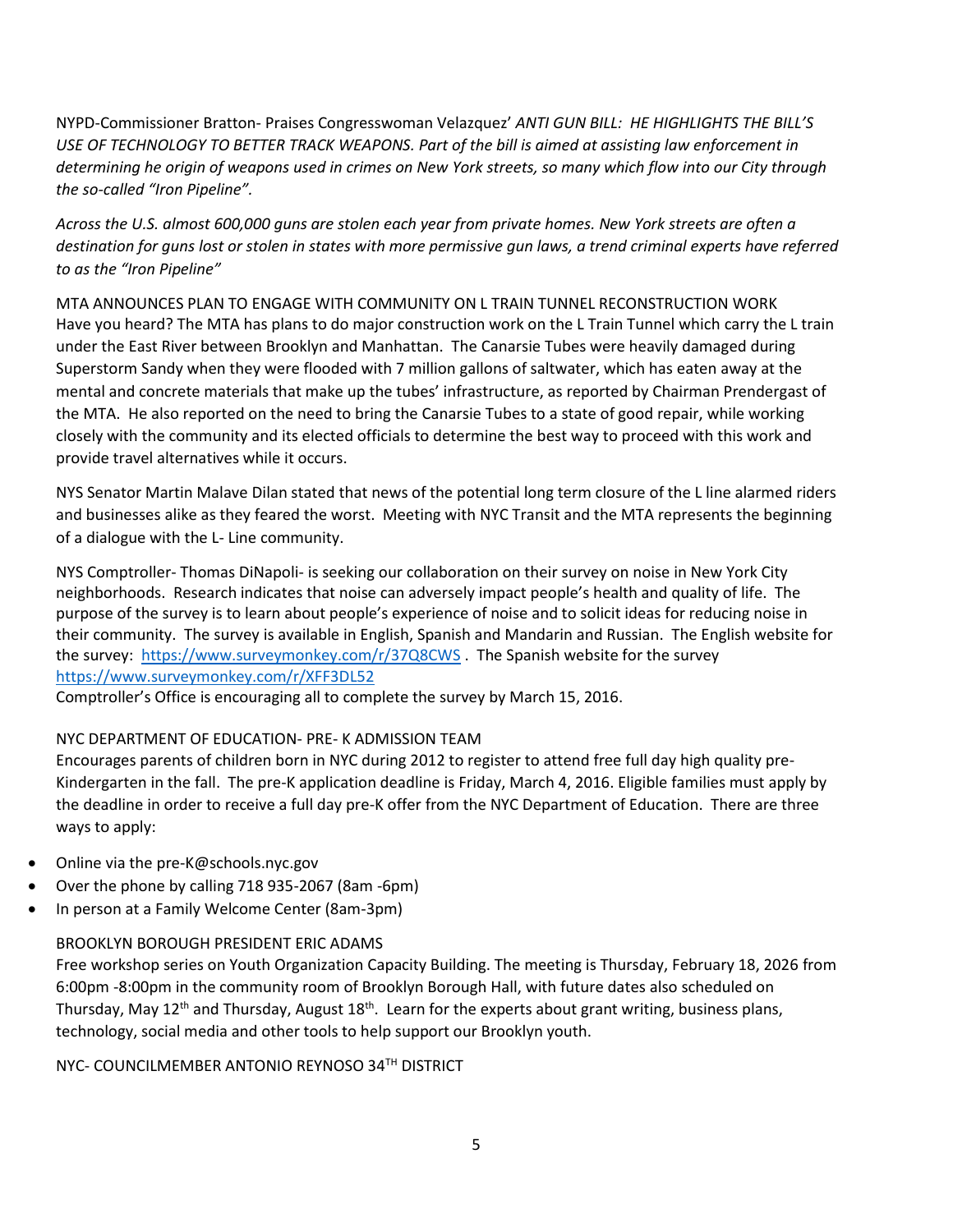NYPD-Commissioner Bratton- Praises Congresswoman Velazquez' *ANTI GUN BILL: HE HIGHLIGHTS THE BILL'S USE OF TECHNOLOGY TO BETTER TRACK WEAPONS. Part of the bill is aimed at assisting law enforcement in determining he origin of weapons used in crimes on New York streets, so many which flow into our City through the so-called "Iron Pipeline".*

*Across the U.S. almost 600,000 guns are stolen each year from private homes. New York streets are often a destination for guns lost or stolen in states with more permissive gun laws, a trend criminal experts have referred to as the "Iron Pipeline"*

MTA ANNOUNCES PLAN TO ENGAGE WITH COMMUNITY ON L TRAIN TUNNEL RECONSTRUCTION WORK
Have you heard? The MTA has plans to do major construction work on the L Train Tunnel which carry the L train under the East River between Brooklyn and Manhattan. The Canarsie Tubes were heavily damaged during Superstorm Sandy when they were flooded with 7 million gallons of saltwater, which has eaten away at the mental and concrete materials that make up the tubes' infrastructure, as reported by Chairman Prendergast of the MTA. He also reported on the need to bring the Canarsie Tubes to a state of good repair, while working closely with the community and its elected officials to determine the best way to proceed with this work and provide travel alternatives while it occurs.

NYS Senator Martin Malave Dilan stated that news of the potential long term closure of the L line alarmed riders and businesses alike as they feared the worst. Meeting with NYC Transit and the MTA represents the beginning of a dialogue with the L- Line community.

NYS Comptroller- Thomas DiNapoli- is seeking our collaboration on their survey on noise in New York City neighborhoods. Research indicates that noise can adversely impact people's health and quality of life. The purpose of the survey is to learn about people's experience of noise and to solicit ideas for reducing noise in their community. The survey is available in English, Spanish and Mandarin and Russian. The English website for the survey: https://www.surveymonkey.com/r/37Q8CWS . The Spanish website for the survey https://www.surveymonkey.com/r/XFF3DL52
Comptroller's Office is encouraging all to complete the survey by March 15, 2016.

NYC DEPARTMENT OF EDUCATION- PRE- K ADMISSION TEAM
Encourages parents of children born in NYC during 2012 to register to attend free full day high quality pre-Kindergarten in the fall. The pre-K application deadline is Friday, March 4, 2016. Eligible families must apply by the deadline in order to receive a full day pre-K offer from the NYC Department of Education. There are three ways to apply:

- Online via the pre-K@schools.nyc.gov
- Over the phone by calling 718 935-2067 (8am -6pm)
- In person at a Family Welcome Center (8am-3pm)

BROOKLYN BOROUGH PRESIDENT ERIC ADAMS
Free workshop series on Youth Organization Capacity Building. The meeting is Thursday, February 18, 2026 from 6:00pm -8:00pm in the community room of Brooklyn Borough Hall, with future dates also scheduled on Thursday, May 12th and Thursday, August 18th. Learn for the experts about grant writing, business plans, technology, social media and other tools to help support our Brooklyn youth.

NYC- COUNCILMEMBER ANTONIO REYNOSO 34TH DISTRICT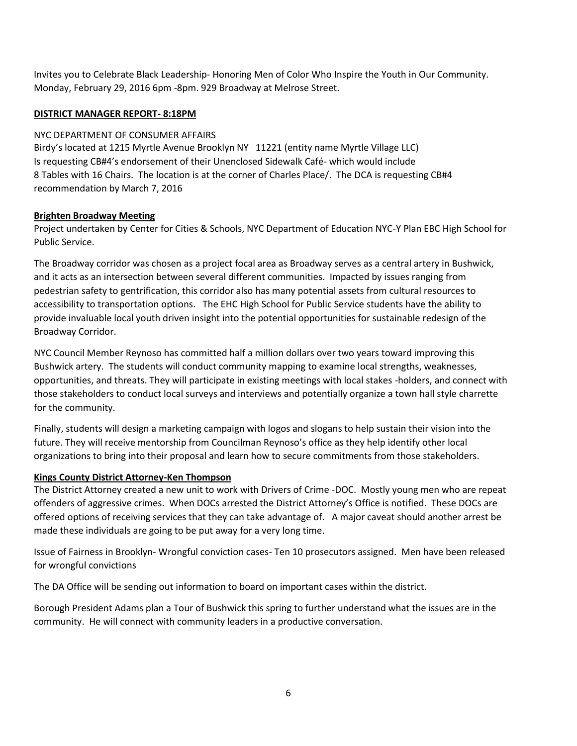Invites you to Celebrate Black Leadership- Honoring Men of Color Who Inspire the Youth in Our Community. Monday, February 29, 2016 6pm -8pm. 929 Broadway at Melrose Street.

**DISTRICT MANAGER REPORT- 8:18PM**

NYC DEPARTMENT OF CONSUMER AFFAIRS
Birdy's located at 1215 Myrtle Avenue Brooklyn NY 11221 (entity name Myrtle Village LLC)
Is requesting CB#4's endorsement of their Unenclosed Sidewalk Café- which would include
8 Tables with 16 Chairs. The location is at the corner of Charles Place/. The DCA is requesting CB#4 recommendation by March 7, 2016

**Brighten Broadway Meeting**

Project undertaken by Center for Cities & Schools, NYC Department of Education NYC-Y Plan EBC High School for Public Service.

The Broadway corridor was chosen as a project focal area as Broadway serves as a central artery in Bushwick, and it acts as an intersection between several different communities. Impacted by issues ranging from pedestrian safety to gentrification, this corridor also has many potential assets from cultural resources to accessibility to transportation options. The EHC High School for Public Service students have the ability to provide invaluable local youth driven insight into the potential opportunities for sustainable redesign of the Broadway Corridor.

NYC Council Member Reynoso has committed half a million dollars over two years toward improving this Bushwick artery. The students will conduct community mapping to examine local strengths, weaknesses, opportunities, and threats. They will participate in existing meetings with local stakes -holders, and connect with those stakeholders to conduct local surveys and interviews and potentially organize a town hall style charrette for the community.

Finally, students will design a marketing campaign with logos and slogans to help sustain their vision into the future. They will receive mentorship from Councilman Reynoso's office as they help identify other local organizations to bring into their proposal and learn how to secure commitments from those stakeholders.

**Kings County District Attorney-Ken Thompson**

The District Attorney created a new unit to work with Drivers of Crime -DOC. Mostly young men who are repeat offenders of aggressive crimes. When DOCs arrested the District Attorney's Office is notified. These DOCs are offered options of receiving services that they can take advantage of. A major caveat should another arrest be made these individuals are going to be put away for a very long time.

Issue of Fairness in Brooklyn- Wrongful conviction cases- Ten 10 prosecutors assigned. Men have been released for wrongful convictions

The DA Office will be sending out information to board on important cases within the district.

Borough President Adams plan a Tour of Bushwick this spring to further understand what the issues are in the community. He will connect with community leaders in a productive conversation.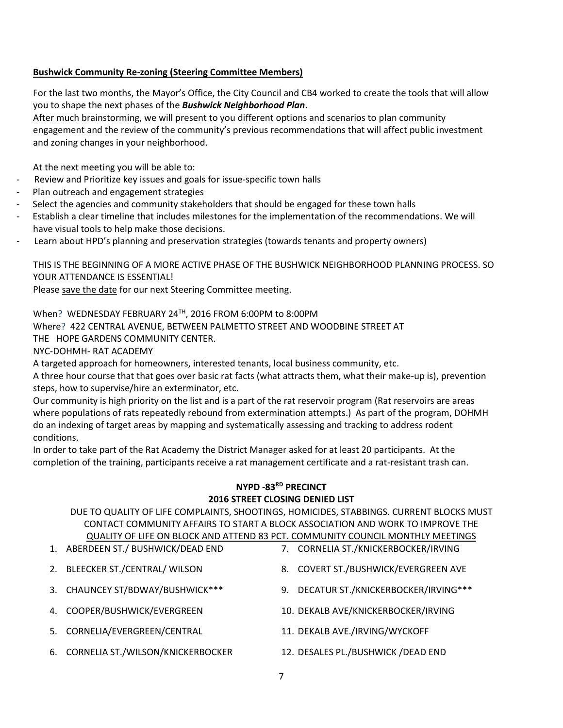**Bushwick Community Re-zoning (Steering Committee Members)**

For the last two months, the Mayor's Office, the City Council and CB4 worked to create the tools that will allow you to shape the next phases of the ***Bushwick Neighborhood Plan***.
After much brainstorming, we will present to you different options and scenarios to plan community engagement and the review of the community's previous recommendations that will affect public investment and zoning changes in your neighborhood.

At the next meeting you will be able to:

- Review and Prioritize key issues and goals for issue-specific town halls
- Plan outreach and engagement strategies
- Select the agencies and community stakeholders that should be engaged for these town halls
- Establish a clear timeline that includes milestones for the implementation of the recommendations. We will have visual tools to help make those decisions.
- Learn about HPD's planning and preservation strategies (towards tenants and property owners)

THIS IS THE BEGINNING OF A MORE ACTIVE PHASE OF THE BUSHWICK NEIGHBORHOOD PLANNING PROCESS. SO YOUR ATTENDANCE IS ESSENTIAL!
Please save the date for our next Steering Committee meeting.

When? WEDNESDAY FEBRUARY 24TH, 2016 FROM 6:00PM to 8:00PM
Where? 422 CENTRAL AVENUE, BETWEEN PALMETTO STREET AND WOODBINE STREET AT THE HOPE GARDENS COMMUNITY CENTER.

NYC-DOHMH- RAT ACADEMY

A targeted approach for homeowners, interested tenants, local business community, etc.
A three hour course that that goes over basic rat facts (what attracts them, what their make-up is), prevention steps, how to supervise/hire an exterminator, etc.
Our community is high priority on the list and is a part of the rat reservoir program (Rat reservoirs are areas where populations of rats repeatedly rebound from extermination attempts.) As part of the program, DOHMH do an indexing of target areas by mapping and systematically assessing and tracking to address rodent conditions.
In order to take part of the Rat Academy the District Manager asked for at least 20 participants. At the completion of the training, participants receive a rat management certificate and a rat-resistant trash can.

**NYPD -83RD PRECINCT**
**2016 STREET CLOSING DENIED LIST**

DUE TO QUALITY OF LIFE COMPLAINTS, SHOOTINGS, HOMICIDES, STABBINGS. CURRENT BLOCKS MUST CONTACT COMMUNITY AFFAIRS TO START A BLOCK ASSOCIATION AND WORK TO IMPROVE THE QUALITY OF LIFE ON BLOCK AND ATTEND 83 PCT. COMMUNITY COUNCIL MONTHLY MEETINGS

1. ABERDEEN ST./ BUSHWICK/DEAD END
2. BLEECKER ST./CENTRAL/ WILSON
3. CHAUNCEY ST/BDWAY/BUSHWICK***
4. COOPER/BUSHWICK/EVERGREEN
5. CORNELIA/EVERGREEN/CENTRAL
6. CORNELIA ST./WILSON/KNICKERBOCKER
7. CORNELIA ST./KNICKERBOCKER/IRVING
8. COVERT ST./BUSHWICK/EVERGREEN AVE
9. DECATUR ST./KNICKERBOCKER/IRVING***
10. DEKALB AVE/KNICKERBOCKER/IRVING
11. DEKALB AVE./IRVING/WYCKOFF
12. DESALES PL./BUSHWICK /DEAD END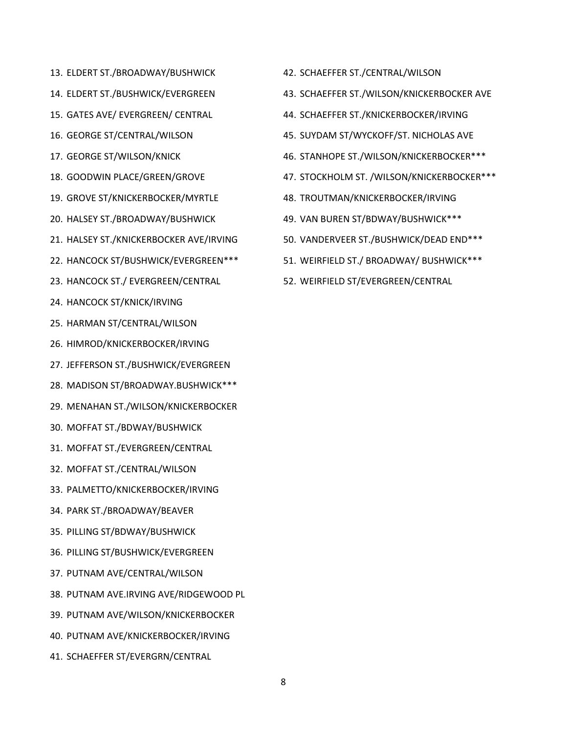13. ELDERT ST./BROADWAY/BUSHWICK
14. ELDERT ST./BUSHWICK/EVERGREEN
15. GATES AVE/ EVERGREEN/ CENTRAL
16. GEORGE ST/CENTRAL/WILSON
17. GEORGE ST/WILSON/KNICK
18. GOODWIN PLACE/GREEN/GROVE
19. GROVE ST/KNICKERBOCKER/MYRTLE
20. HALSEY ST./BROADWAY/BUSHWICK
21. HALSEY ST./KNICKERBOCKER AVE/IRVING
22. HANCOCK ST/BUSHWICK/EVERGREEN***
23. HANCOCK ST./ EVERGREEN/CENTRAL
24. HANCOCK ST/KNICK/IRVING
25. HARMAN ST/CENTRAL/WILSON
26. HIMROD/KNICKERBOCKER/IRVING
27. JEFFERSON ST./BUSHWICK/EVERGREEN
28. MADISON ST/BROADWAY.BUSHWICK***
29. MENAHAN ST./WILSON/KNICKERBOCKER
30. MOFFAT ST./BDWAY/BUSHWICK
31. MOFFAT ST./EVERGREEN/CENTRAL
32. MOFFAT ST./CENTRAL/WILSON
33. PALMETTO/KNICKERBOCKER/IRVING
34. PARK ST./BROADWAY/BEAVER
35. PILLING ST/BDWAY/BUSHWICK
36. PILLING ST/BUSHWICK/EVERGREEN
37. PUTNAM AVE/CENTRAL/WILSON
38. PUTNAM AVE.IRVING AVE/RIDGEWOOD PL
39. PUTNAM AVE/WILSON/KNICKERBOCKER
40. PUTNAM AVE/KNICKERBOCKER/IRVING
41. SCHAEFFER ST/EVERGRN/CENTRAL
42. SCHAEFFER ST./CENTRAL/WILSON
43. SCHAEFFER ST./WILSON/KNICKERBOCKER AVE
44. SCHAEFFER ST./KNICKERBOCKER/IRVING
45. SUYDAM ST/WYCKOFF/ST. NICHOLAS AVE
46. STANHOPE ST./WILSON/KNICKERBOCKER***
47. STOCKHOLM ST. /WILSON/KNICKERBOCKER***
48. TROUTMAN/KNICKERBOCKER/IRVING
49. VAN BUREN ST/BDWAY/BUSHWICK***
50. VANDERVEER ST./BUSHWICK/DEAD END***
51. WEIRFIELD ST./ BROADWAY/ BUSHWICK***
52. WEIRFIELD ST/EVERGREEN/CENTRAL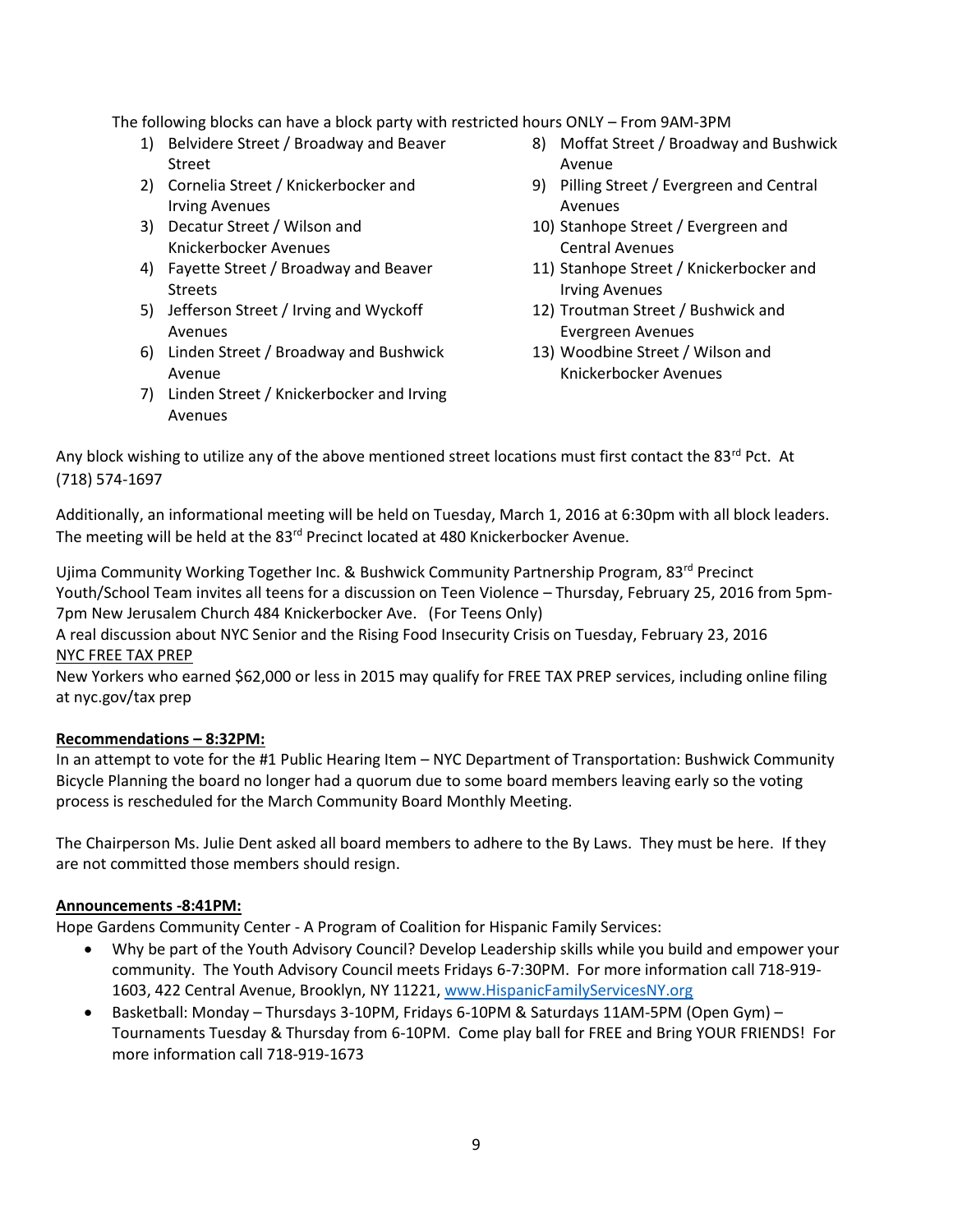The following blocks can have a block party with restricted hours ONLY – From 9AM-3PM

1) Belvidere Street / Broadway and Beaver Street
2) Cornelia Street / Knickerbocker and Irving Avenues
3) Decatur Street / Wilson and Knickerbocker Avenues
4) Fayette Street / Broadway and Beaver Streets
5) Jefferson Street / Irving and Wyckoff Avenues
6) Linden Street / Broadway and Bushwick Avenue
7) Linden Street / Knickerbocker and Irving Avenues
8) Moffat Street / Broadway and Bushwick Avenue
9) Pilling Street / Evergreen and Central Avenues
10) Stanhope Street / Evergreen and Central Avenues
11) Stanhope Street / Knickerbocker and Irving Avenues
12) Troutman Street / Bushwick and Evergreen Avenues
13) Woodbine Street / Wilson and Knickerbocker Avenues

Any block wishing to utilize any of the above mentioned street locations must first contact the 83rd Pct. At (718) 574-1697

Additionally, an informational meeting will be held on Tuesday, March 1, 2016 at 6:30pm with all block leaders. The meeting will be held at the 83rd Precinct located at 480 Knickerbocker Avenue.

Ujima Community Working Together Inc. & Bushwick Community Partnership Program, 83rd Precinct Youth/School Team invites all teens for a discussion on Teen Violence – Thursday, February 25, 2016 from 5pm-7pm New Jerusalem Church 484 Knickerbocker Ave. (For Teens Only)
A real discussion about NYC Senior and the Rising Food Insecurity Crisis on Tuesday, February 23, 2016
NYC FREE TAX PREP
New Yorkers who earned $62,000 or less in 2015 may qualify for FREE TAX PREP services, including online filing at nyc.gov/tax prep

**Recommendations – 8:32PM:**
In an attempt to vote for the #1 Public Hearing Item – NYC Department of Transportation: Bushwick Community Bicycle Planning the board no longer had a quorum due to some board members leaving early so the voting process is rescheduled for the March Community Board Monthly Meeting.

The Chairperson Ms. Julie Dent asked all board members to adhere to the By Laws. They must be here. If they are not committed those members should resign.

**Announcements -8:41PM:**
Hope Gardens Community Center - A Program of Coalition for Hispanic Family Services:

- Why be part of the Youth Advisory Council? Develop Leadership skills while you build and empower your community. The Youth Advisory Council meets Fridays 6-7:30PM. For more information call 718-919-1603, 422 Central Avenue, Brooklyn, NY 11221, www.HispanicFamilyServicesNY.org
- Basketball: Monday – Thursdays 3-10PM, Fridays 6-10PM & Saturdays 11AM-5PM (Open Gym) – Tournaments Tuesday & Thursday from 6-10PM. Come play ball for FREE and Bring YOUR FRIENDS! For more information call 718-919-1673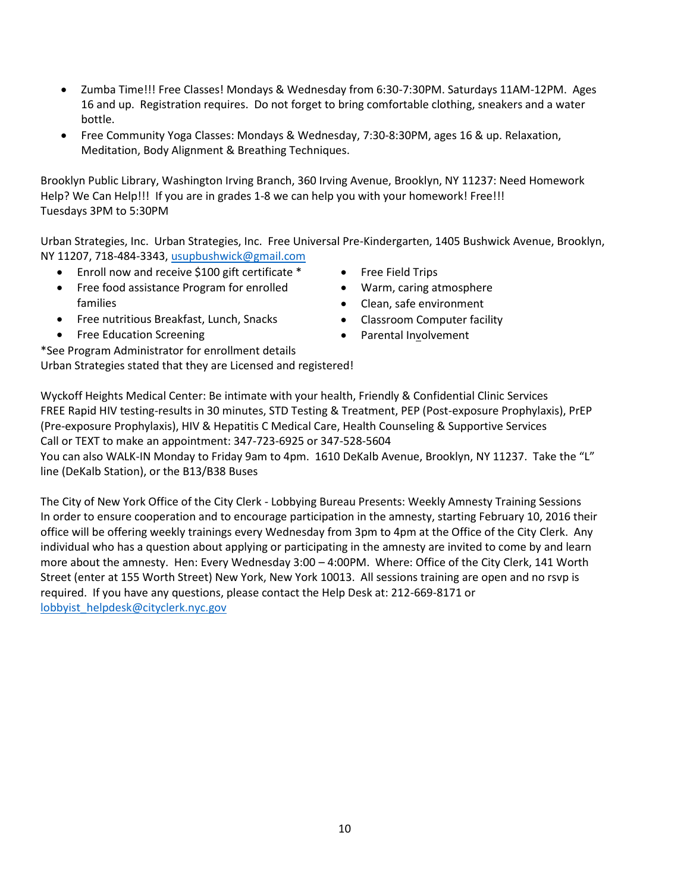- Zumba Time!!! Free Classes! Mondays & Wednesday from 6:30-7:30PM. Saturdays 11AM-12PM. Ages 16 and up. Registration requires. Do not forget to bring comfortable clothing, sneakers and a water bottle.
- Free Community Yoga Classes: Mondays & Wednesday, 7:30-8:30PM, ages 16 & up. Relaxation, Meditation, Body Alignment & Breathing Techniques.

Brooklyn Public Library, Washington Irving Branch, 360 Irving Avenue, Brooklyn, NY 11237: Need Homework Help? We Can Help!!! If you are in grades 1-8 we can help you with your homework! Free!!!
Tuesdays 3PM to 5:30PM

Urban Strategies, Inc. Urban Strategies, Inc. Free Universal Pre-Kindergarten, 1405 Bushwick Avenue, Brooklyn, NY 11207, 718-484-3343, usupbushwick@gmail.com

- Enroll now and receive $100 gift certificate *
- Free food assistance Program for enrolled families
- Free nutritious Breakfast, Lunch, Snacks
- Free Education Screening
- Free Field Trips
- Warm, caring atmosphere
- Clean, safe environment
- Classroom Computer facility
- Parental Involvement

*See Program Administrator for enrollment details
Urban Strategies stated that they are Licensed and registered!

Wyckoff Heights Medical Center: Be intimate with your health, Friendly & Confidential Clinic Services
FREE Rapid HIV testing-results in 30 minutes, STD Testing & Treatment, PEP (Post-exposure Prophylaxis), PrEP (Pre-exposure Prophylaxis), HIV & Hepatitis C Medical Care, Health Counseling & Supportive Services
Call or TEXT to make an appointment: 347-723-6925 or 347-528-5604
You can also WALK-IN Monday to Friday 9am to 4pm. 1610 DeKalb Avenue, Brooklyn, NY 11237. Take the "L" line (DeKalb Station), or the B13/B38 Buses

The City of New York Office of the City Clerk - Lobbying Bureau Presents: Weekly Amnesty Training Sessions
In order to ensure cooperation and to encourage participation in the amnesty, starting February 10, 2016 their office will be offering weekly trainings every Wednesday from 3pm to 4pm at the Office of the City Clerk. Any individual who has a question about applying or participating in the amnesty are invited to come by and learn more about the amnesty. Hen: Every Wednesday 3:00 – 4:00PM. Where: Office of the City Clerk, 141 Worth Street (enter at 155 Worth Street) New York, New York 10013. All sessions training are open and no rsvp is required. If you have any questions, please contact the Help Desk at: 212-669-8171 or lobbyist_helpdesk@cityclerk.nyc.gov